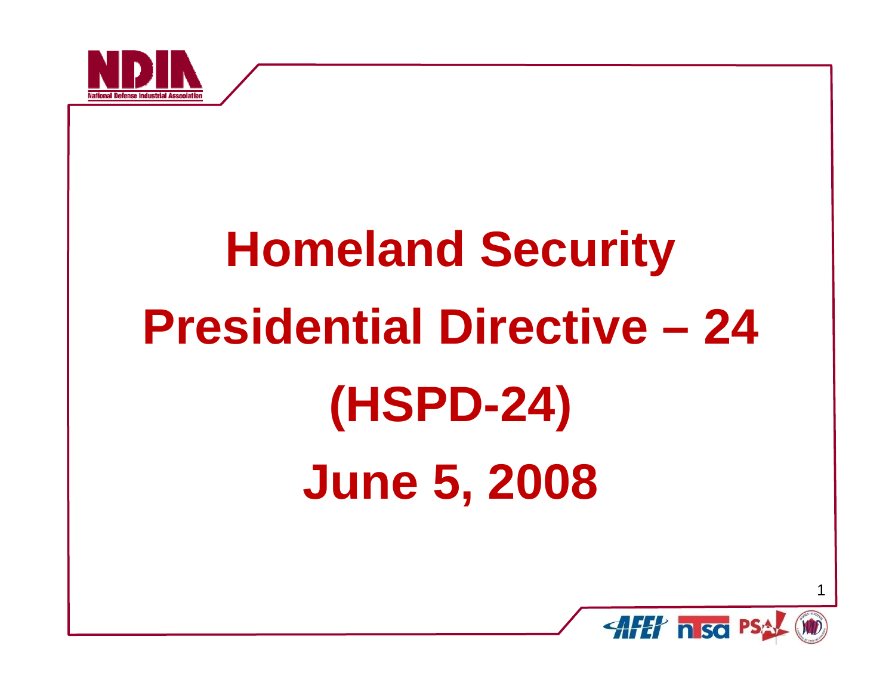# Homeland Security Presidential Directive – 24 (HSPD-24)

# June 5, 2008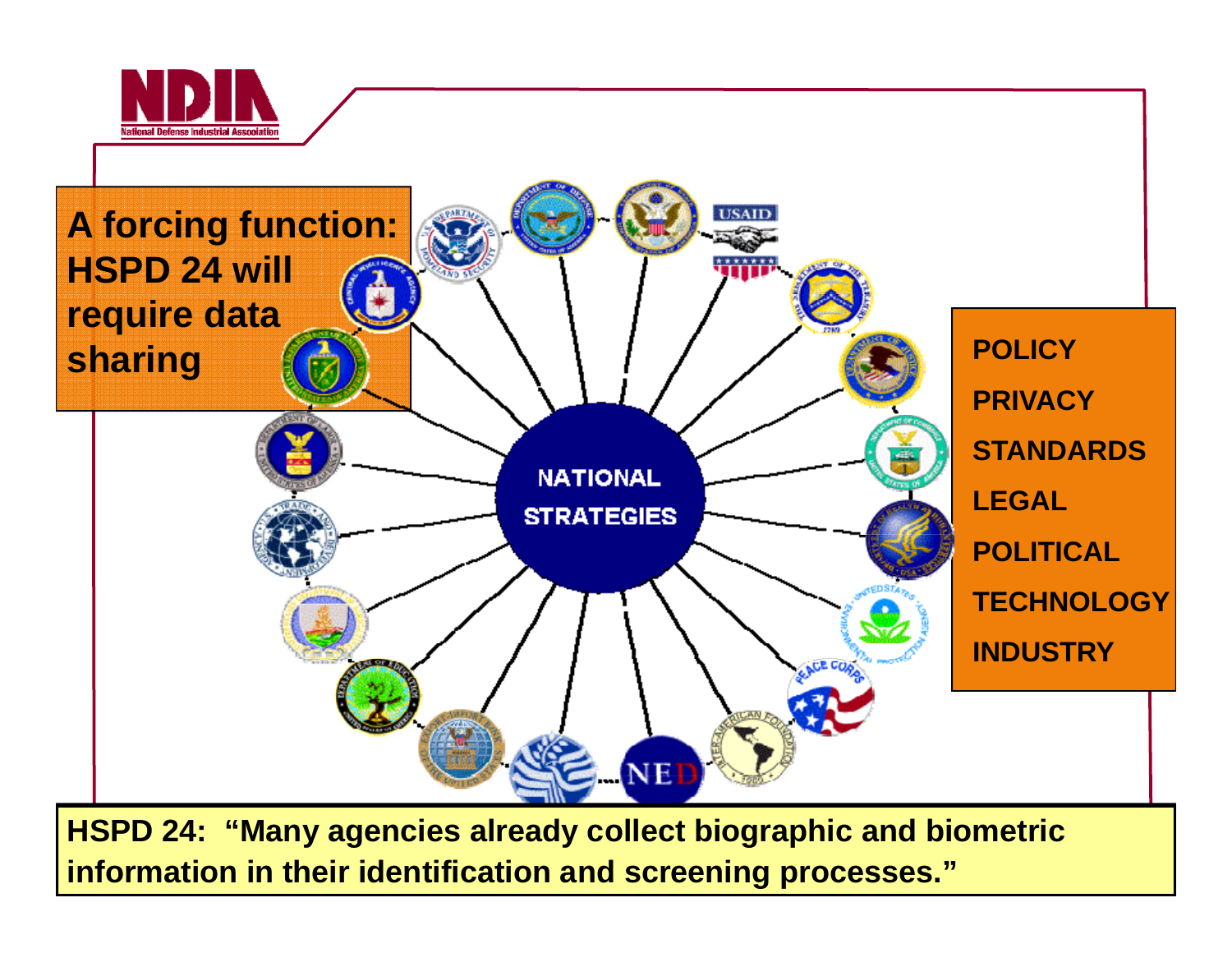A forcing function: HSPD 24 will require data sharing

NATIONAL STRATEGIES

- POLICY
- PRIVACY
- STANDARDS
- LEGAL
- POLITICAL
- TECHNOLOGY
- INDUSTRY

**HSPD 24: "Many agencies already collect biographic and biometric information in their identification and screening processes."**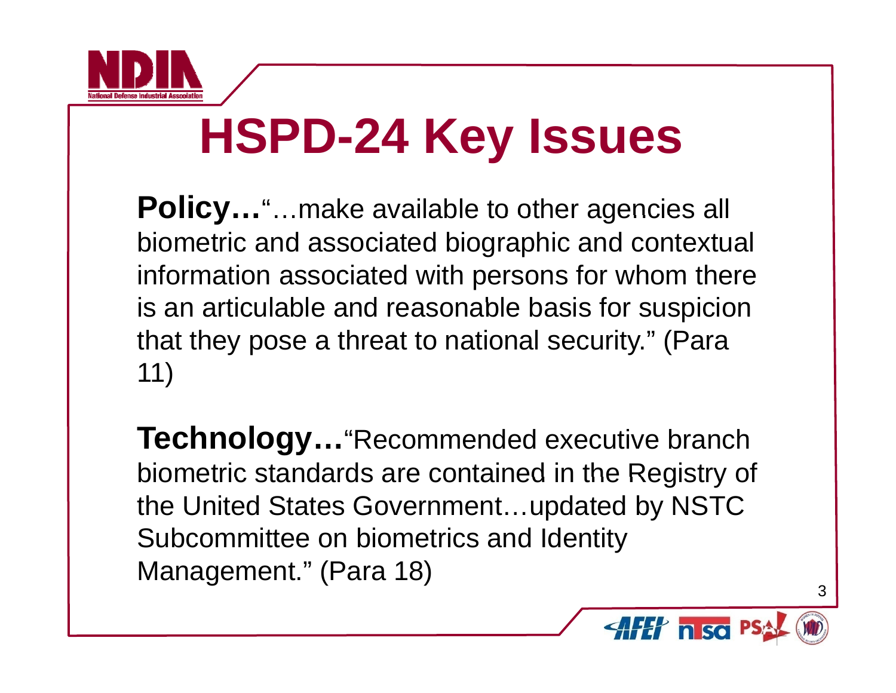# HSPD-24 Key Issues

**Policy…**"…make available to other agencies all biometric and associated biographic and contextual information associated with persons for whom there is an articulable and reasonable basis for suspicion that they pose a threat to national security." (Para 11)

**Technology…**"Recommended executive branch biometric standards are contained in the Registry of the United States Government…updated by NSTC Subcommittee on biometrics and Identity Management." (Para 18)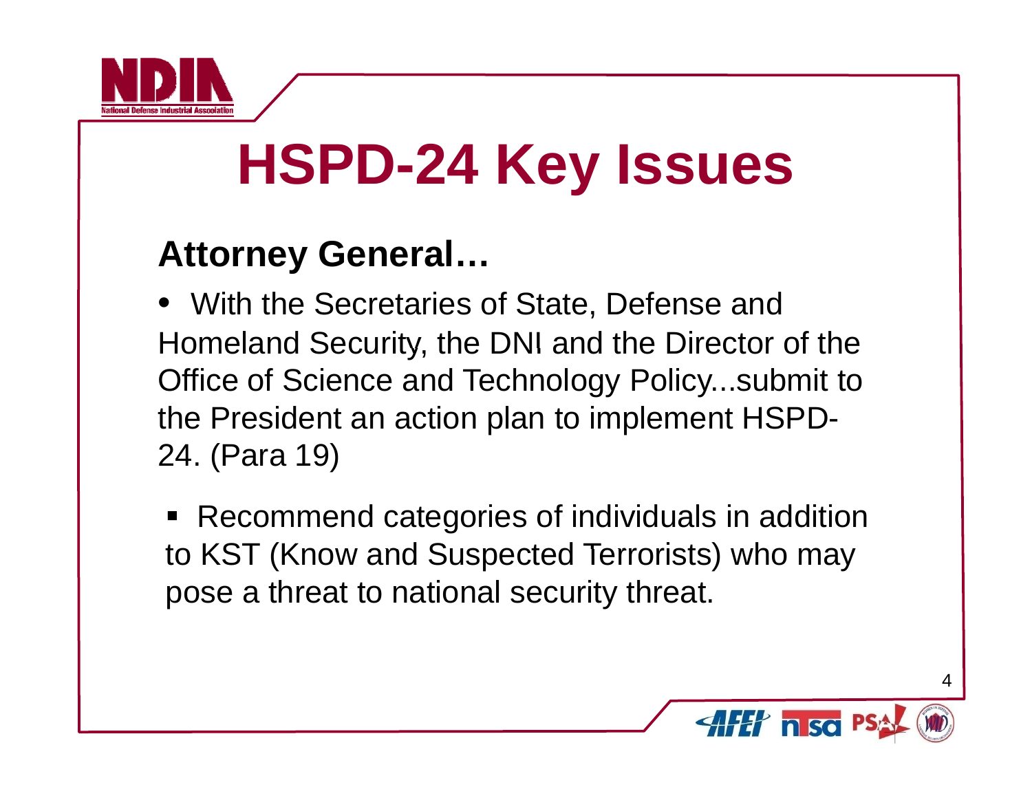# HSPD-24 Key Issues

## Attorney General…

- With the Secretaries of State, Defense and Homeland Security, the DNI and the Director of the Office of Science and Technology Policy...submit to the President an action plan to implement HSPD-24. (Para 19)

  - Recommend categories of individuals in addition to KST (Know and Suspected Terrorists) who may pose a threat to national security threat.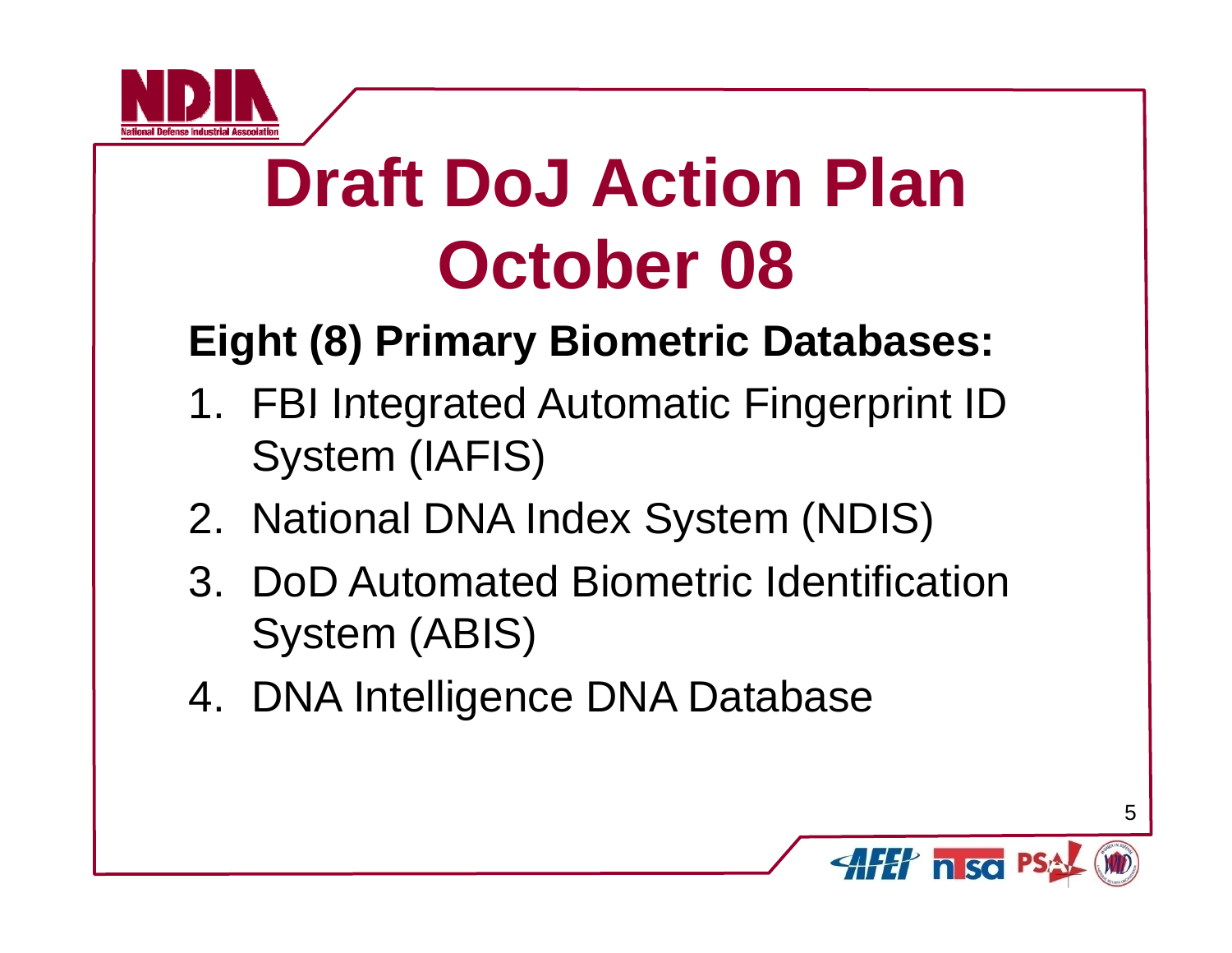# Draft DoJ Action Plan October 08

**Eight (8) Primary Biometric Databases:**

1. FBI Integrated Automatic Fingerprint ID System (IAFIS)
2. National DNA Index System (NDIS)
3. DoD Automated Biometric Identification System (ABIS)
4. DNA Intelligence DNA Database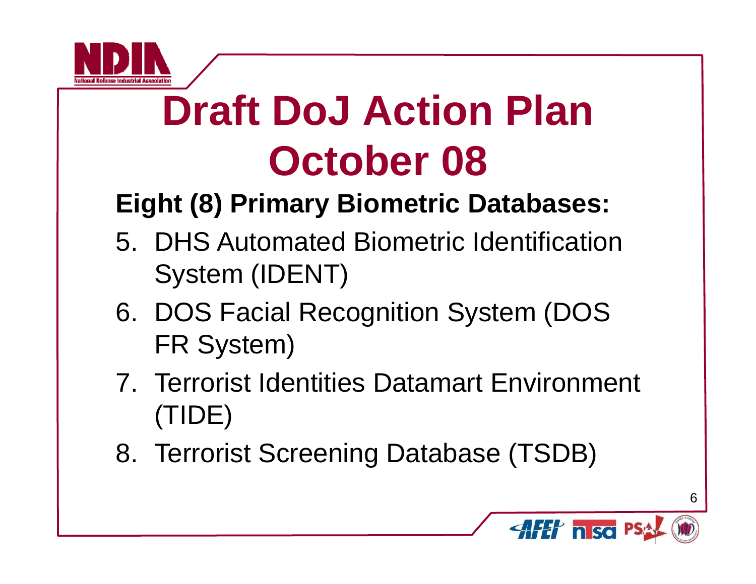# Draft DoJ Action Plan October 08

**Eight (8) Primary Biometric Databases:**

5. DHS Automated Biometric Identification System (IDENT)
6. DOS Facial Recognition System (DOS FR System)
7. Terrorist Identities Datamart Environment (TIDE)
8. Terrorist Screening Database (TSDB)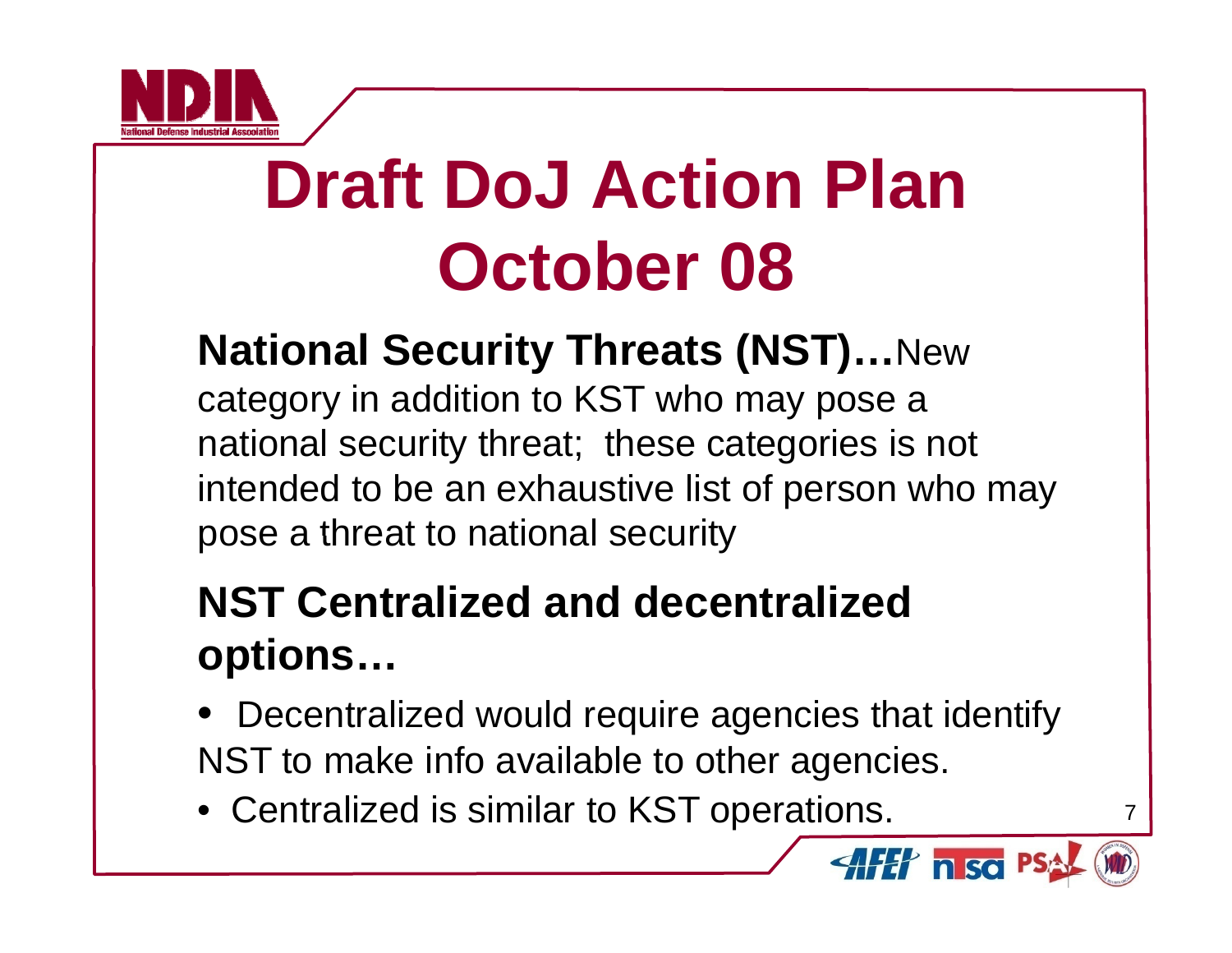# Draft DoJ Action Plan October 08

**National Security Threats (NST)…**New category in addition to KST who may pose a national security threat; these categories is not intended to be an exhaustive list of person who may pose a threat to national security

**NST Centralized and decentralized options…**

- Decentralized would require agencies that identify NST to make info available to other agencies.
- Centralized is similar to KST operations.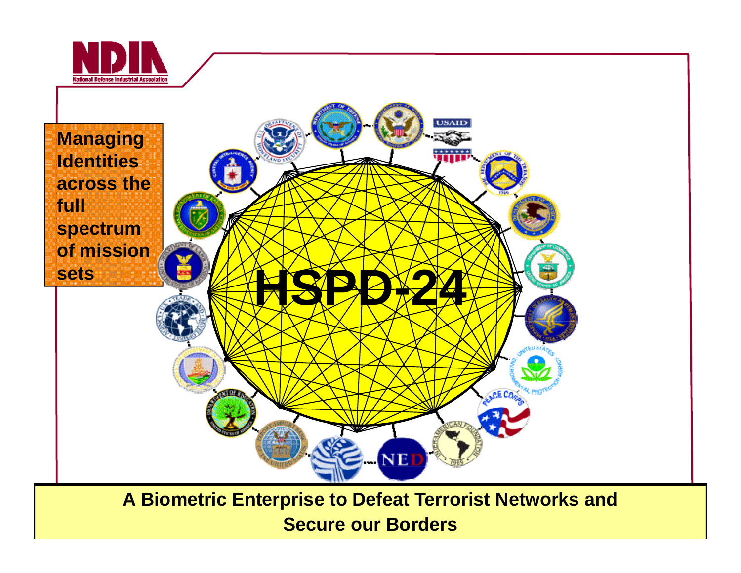**Managing Identities across the full spectrum of mission sets**

**HSPD-24**

**A Biometric Enterprise to Defeat Terrorist Networks and Secure our Borders**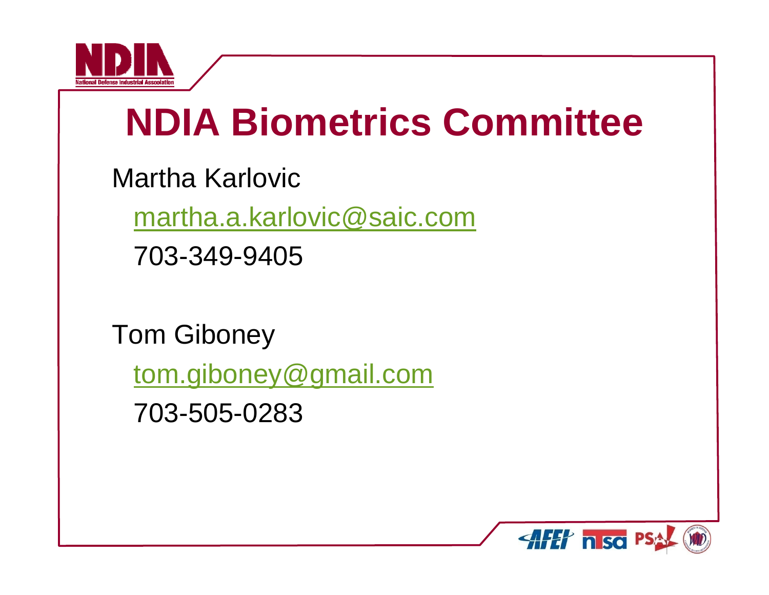# NDIA Biometrics Committee

Martha Karlovic

martha.a.karlovic@saic.com

703-349-9405

Tom Giboney

tom.giboney@gmail.com

703-505-0283